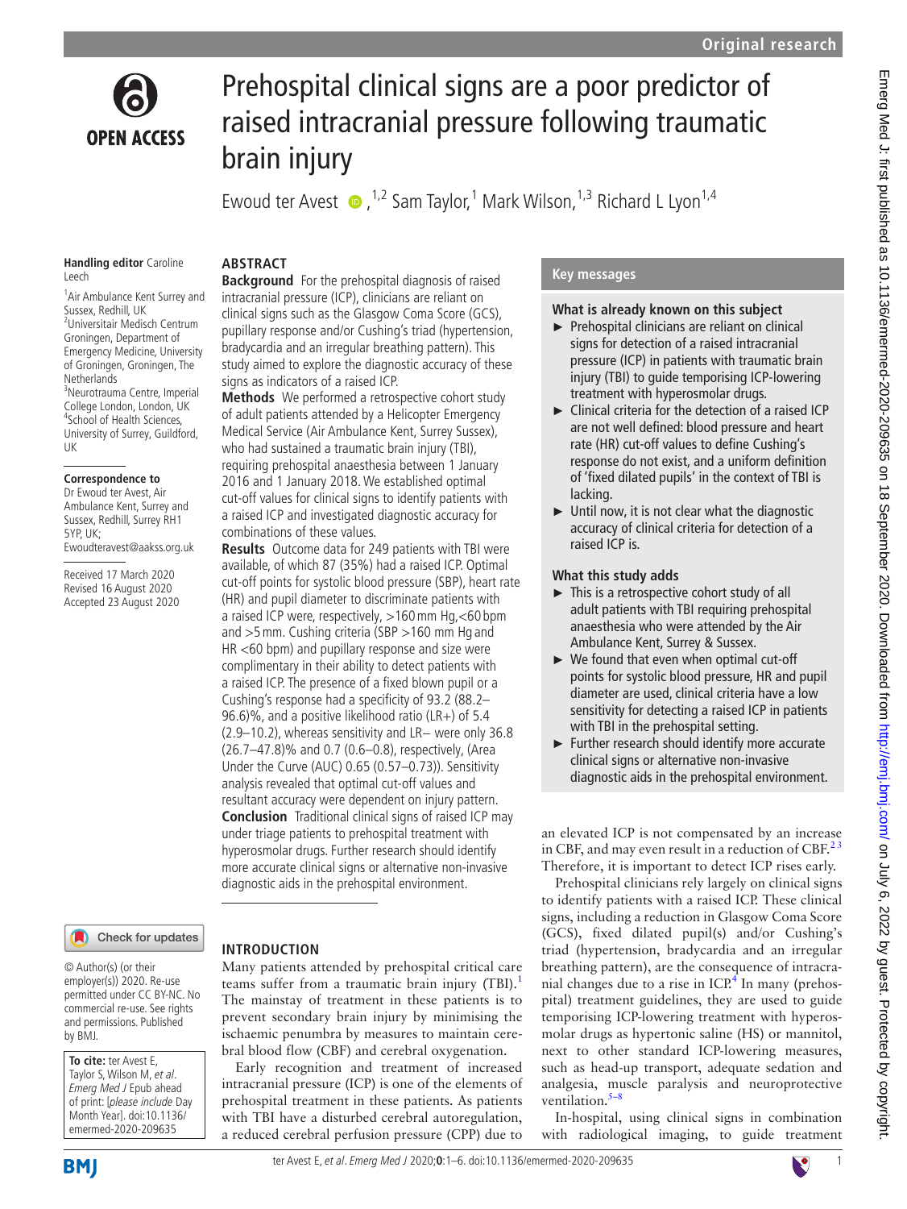Original research

# Prehospital clinical signs are a poor predictor of raised intracranial pressure following traumatic brain injury

Ewoud ter Avest [1,2], Sam Taylor [1], Mark Wilson [1,3], Richard L Lyon [1,4]

**Handling editor** Caroline Leech

[1] Air Ambulance Kent Surrey and Sussex, Redhill, UK
[2] Universitair Medisch Centrum Groningen, Department of Emergency Medicine, University of Groningen, Groningen, The Netherlands
[3] Neurotrauma Centre, Imperial College London, London, UK
[4] School of Health Sciences, University of Surrey, Guildford, UK

**Correspondence to**
Dr Ewoud ter Avest, Air Ambulance Kent, Surrey and Sussex, Redhill, Surrey RH1 5YP, UK; Ewoudteravest@aakss.org.uk

Received 17 March 2020
Revised 16 August 2020
Accepted 23 August 2020

## ABSTRACT

**Background** For the prehospital diagnosis of raised intracranial pressure (ICP), clinicians are reliant on clinical signs such as the Glasgow Coma Score (GCS), pupillary response and/or Cushing's triad (hypertension, bradycardia and an irregular breathing pattern). This study aimed to explore the diagnostic accuracy of these signs as indicators of a raised ICP.

**Methods** We performed a retrospective cohort study of adult patients attended by a Helicopter Emergency Medical Service (Air Ambulance Kent, Surrey Sussex), who had sustained a traumatic brain injury (TBI), requiring prehospital anaesthesia between 1 January 2016 and 1 January 2018. We established optimal cut-off values for clinical signs to identify patients with a raised ICP and investigated diagnostic accuracy for combinations of these values.

**Results** Outcome data for 249 patients with TBI were available, of which 87 (35%) had a raised ICP. Optimal cut-off points for systolic blood pressure (SBP), heart rate (HR) and pupil diameter to discriminate patients with a raised ICP were, respectively, >160 mm Hg,<60 bpm and >5 mm. Cushing criteria (SBP >160 mm Hg and HR <60 bpm) and pupillary response and size were complimentary in their ability to detect patients with a raised ICP. The presence of a fixed blown pupil or a Cushing's response had a specificity of 93.2 (88.2–96.6)%, and a positive likelihood ratio (LR+) of 5.4 (2.9–10.2), whereas sensitivity and LR– were only 36.8 (26.7–47.8)% and 0.7 (0.6–0.8), respectively, (Area Under the Curve (AUC) 0.65 (0.57–0.73)). Sensitivity analysis revealed that optimal cut-off values and resultant accuracy were dependent on injury pattern.

**Conclusion** Traditional clinical signs of raised ICP may under triage patients to prehospital treatment with hyperosmolar drugs. Further research should identify more accurate clinical signs or alternative non-invasive diagnostic aids in the prehospital environment.

### Key messages

**What is already known on this subject**

- Prehospital clinicians are reliant on clinical signs for detection of a raised intracranial pressure (ICP) in patients with traumatic brain injury (TBI) to guide temporising ICP-lowering treatment with hyperosmolar drugs.
- Clinical criteria for the detection of a raised ICP are not well defined: blood pressure and heart rate (HR) cut-off values to define Cushing's response do not exist, and a uniform definition of 'fixed dilated pupils' in the context of TBI is lacking.
- Until now, it is not clear what the diagnostic accuracy of clinical criteria for detection of a raised ICP is.

**What this study adds**

- This is a retrospective cohort study of all adult patients with TBI requiring prehospital anaesthesia who were attended by the Air Ambulance Kent, Surrey & Sussex.
- We found that even when optimal cut-off points for systolic blood pressure, HR and pupil diameter are used, clinical criteria have a low sensitivity for detecting a raised ICP in patients with TBI in the prehospital setting.
- Further research should identify more accurate clinical signs or alternative non-invasive diagnostic aids in the prehospital environment.

© Author(s) (or their employer(s)) 2020. Re-use permitted under CC BY-NC. No commercial re-use. See rights and permissions. Published by BMJ.

**To cite:** ter Avest E, Taylor S, Wilson M, *et al*. *Emerg Med J* Epub ahead of print: [*please include* Day Month Year]. doi:10.1136/emermed-2020-209635

## INTRODUCTION

Many patients attended by prehospital critical care teams suffer from a traumatic brain injury (TBI).[1] The mainstay of treatment in these patients is to prevent secondary brain injury by minimising the ischaemic penumbra by measures to maintain cerebral blood flow (CBF) and cerebral oxygenation.

Early recognition and treatment of increased intracranial pressure (ICP) is one of the elements of prehospital treatment in these patients. As patients with TBI have a disturbed cerebral autoregulation, a reduced cerebral perfusion pressure (CPP) due to an elevated ICP is not compensated by an increase in CBF, and may even result in a reduction of CBF.[2,3] Therefore, it is important to detect ICP rises early.

Prehospital clinicians rely largely on clinical signs to identify patients with a raised ICP. These clinical signs, including a reduction in Glasgow Coma Score (GCS), fixed dilated pupil(s) and/or Cushing's triad (hypertension, bradycardia and an irregular breathing pattern), are the consequence of intracranial changes due to a rise in ICP.[4] In many (prehospital) treatment guidelines, they are used to guide temporising ICP-lowering treatment with hyperosmolar drugs as hypertonic saline (HS) or mannitol, next to other standard ICP-lowering measures, such as head-up transport, adequate sedation and analgesia, muscle paralysis and neuroprotective ventilation.[5–8]

In-hospital, using clinical signs in combination with radiological imaging, to guide treatment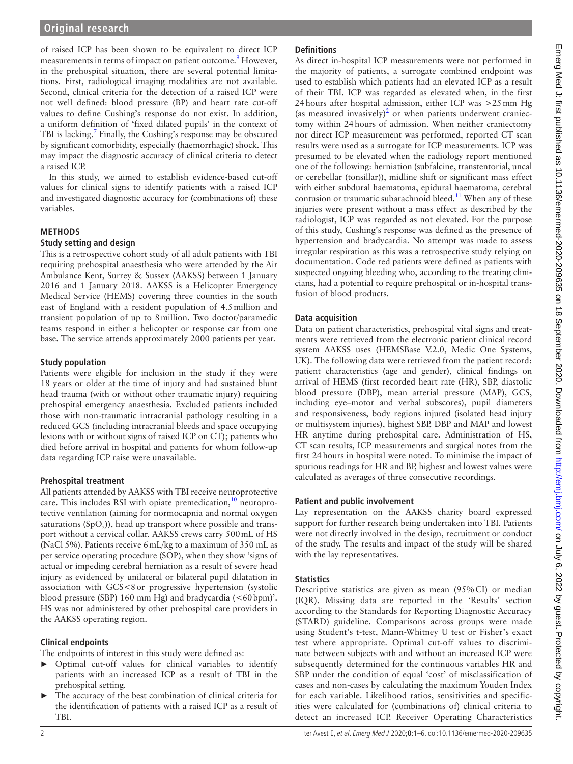of raised ICP has been shown to be equivalent to direct ICP measurements in terms of impact on patient outcome.[9] However, in the prehospital situation, there are several potential limitations. First, radiological imaging modalities are not available. Second, clinical criteria for the detection of a raised ICP were not well defined: blood pressure (BP) and heart rate cut-off values to define Cushing's response do not exist. In addition, a uniform definition of 'fixed dilated pupils' in the context of TBI is lacking.[7] Finally, the Cushing's response may be obscured by significant comorbidity, especially (haemorrhagic) shock. This may impact the diagnostic accuracy of clinical criteria to detect a raised ICP.

In this study, we aimed to establish evidence-based cut-off values for clinical signs to identify patients with a raised ICP and investigated diagnostic accuracy for (combinations of) these variables.

## METHODS

### Study setting and design

This is a retrospective cohort study of all adult patients with TBI requiring prehospital anaesthesia who were attended by the Air Ambulance Kent, Surrey & Sussex (AAKSS) between 1 January 2016 and 1 January 2018. AAKSS is a Helicopter Emergency Medical Service (HEMS) covering three counties in the south east of England with a resident population of 4.5 million and transient population of up to 8 million. Two doctor/paramedic teams respond in either a helicopter or response car from one base. The service attends approximately 2000 patients per year.

### Study population

Patients were eligible for inclusion in the study if they were 18 years or older at the time of injury and had sustained blunt head trauma (with or without other traumatic injury) requiring prehospital emergency anaesthesia. Excluded patients included those with non-traumatic intracranial pathology resulting in a reduced GCS (including intracranial bleeds and space occupying lesions with or without signs of raised ICP on CT); patients who died before arrival in hospital and patients for whom follow-up data regarding ICP raise were unavailable.

### Prehospital treatment

All patients attended by AAKSS with TBI receive neuroprotective care. This includes RSI with opiate premedication,[10] neuroprotective ventilation (aiming for normocapnia and normal oxygen saturations ($SpO_2$)), head up transport where possible and transport without a cervical collar. AAKSS crews carry 500 mL of HS (NaCl 5%). Patients receive 6 mL/kg to a maximum of 350 mL as per service operating procedure (SOP), when they show 'signs of actual or impeding cerebral herniation as a result of severe head injury as evidenced by unilateral or bilateral pupil dilatation in association with GCS<8 or progressive hypertension (systolic blood pressure (SBP) 160 mm Hg) and bradycardia (<60 bpm)'. HS was not administered by other prehospital care providers in the AAKSS operating region.

### Clinical endpoints

The endpoints of interest in this study were defined as:

- Optimal cut-off values for clinical variables to identify patients with an increased ICP as a result of TBI in the prehospital setting.
- The accuracy of the best combination of clinical criteria for the identification of patients with a raised ICP as a result of TBI.

### Definitions

As direct in-hospital ICP measurements were not performed in the majority of patients, a surrogate combined endpoint was used to establish which patients had an elevated ICP as a result of their TBI. ICP was regarded as elevated when, in the first 24 hours after hospital admission, either ICP was >25 mm Hg (as measured invasively)[2] or when patients underwent craniectomy within 24 hours of admission. When neither craniectomy nor direct ICP measurement was performed, reported CT scan results were used as a surrogate for ICP measurements. ICP was presumed to be elevated when the radiology report mentioned one of the following: herniation (subfalcine, transtentorial, uncal or cerebellar (tonsillar)), midline shift or significant mass effect with either subdural haematoma, epidural haematoma, cerebral contusion or traumatic subarachnoid bleed.[11] When any of these injuries were present without a mass effect as described by the radiologist, ICP was regarded as not elevated. For the purpose of this study, Cushing's response was defined as the presence of hypertension and bradycardia. No attempt was made to assess irregular respiration as this was a retrospective study relying on documentation. Code red patients were defined as patients with suspected ongoing bleeding who, according to the treating clinicians, had a potential to require prehospital or in-hospital transfusion of blood products.

### Data acquisition

Data on patient characteristics, prehospital vital signs and treatments were retrieved from the electronic patient clinical record system AAKSS uses (HEMSBase V.2.0, Medic One Systems, UK). The following data were retrieved from the patient record: patient characteristics (age and gender), clinical findings on arrival of HEMS (first recorded heart rate (HR), SBP, diastolic blood pressure (DBP), mean arterial pressure (MAP), GCS, including eye–motor and verbal subscores), pupil diameters and responsiveness, body regions injured (isolated head injury or multisystem injuries), highest SBP, DBP and MAP and lowest HR anytime during prehospital care. Administration of HS, CT scan results, ICP measurements and surgical notes from the first 24 hours in hospital were noted. To minimise the impact of spurious readings for HR and BP, highest and lowest values were calculated as averages of three consecutive recordings.

### Patient and public involvement

Lay representation on the AAKSS charity board expressed support for further research being undertaken into TBI. Patients were not directly involved in the design, recruitment or conduct of the study. The results and impact of the study will be shared with the lay representatives.

### Statistics

Descriptive statistics are given as mean (95% CI) or median (IQR). Missing data are reported in the 'Results' section according to the Standards for Reporting Diagnostic Accuracy (STARD) guideline. Comparisons across groups were made using Student's t-test, Mann-Whitney U test or Fisher's exact test where appropriate. Optimal cut-off values to discriminate between subjects with and without an increased ICP were subsequently determined for the continuous variables HR and SBP under the condition of equal 'cost' of misclassification of cases and non-cases by calculating the maximum Youden Index for each variable. Likelihood ratios, sensitivities and specificities were calculated for (combinations of) clinical criteria to detect an increased ICP. Receiver Operating Characteristics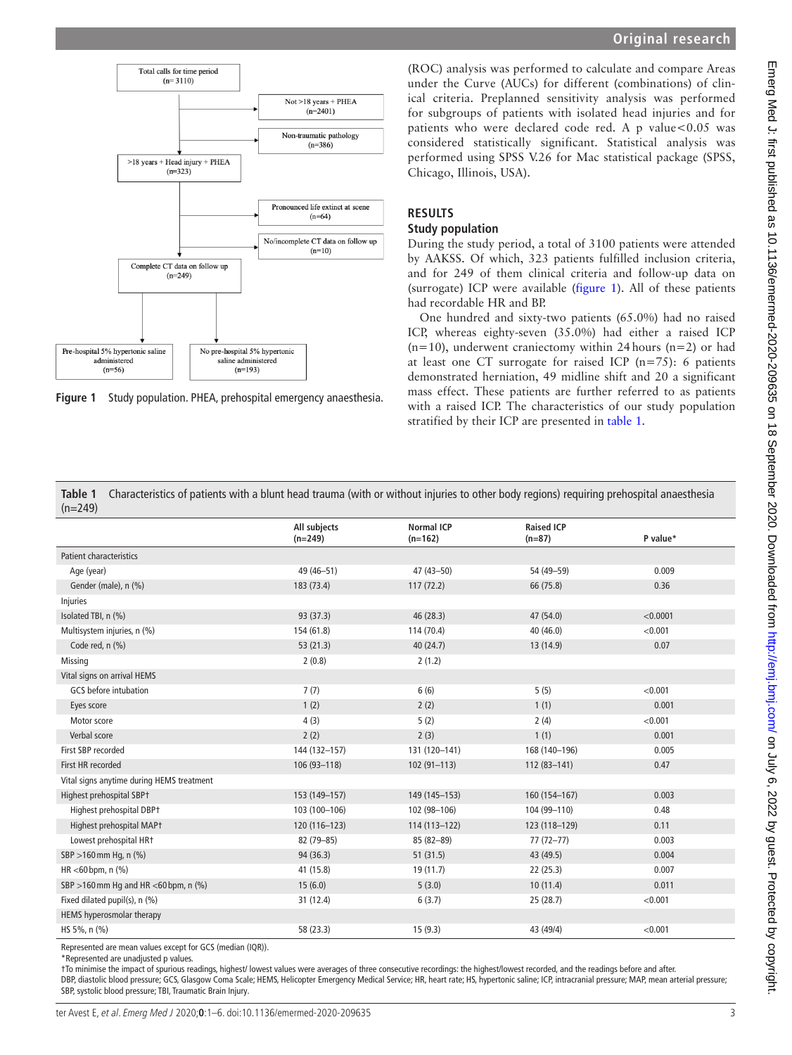Total calls for time period (n= 3110)

Not >18 years + PHEA (n=2401)

Non-traumatic pathology (n=386)

>18 years + Head injury + PHEA (n=323)

Pronounced life extinct at scene (n=64)

No/incomplete CT data on follow up (n=10)

Complete CT data on follow up (n=249)

Pre-hospital 5% hypertonic saline administered (n=56)

No pre-hospital 5% hypertonic saline administered (n=193)

**Figure 1** Study population. PHEA, prehospital emergency anaesthesia.

(ROC) analysis was performed to calculate and compare Areas under the Curve (AUCs) for different (combinations) of clinical criteria. Preplanned sensitivity analysis was performed for subgroups of patients with isolated head injuries and for patients who were declared code red. A p value<0.05 was considered statistically significant. Statistical analysis was performed using SPSS V.26 for Mac statistical package (SPSS, Chicago, Illinois, USA).

## RESULTS

### Study population

During the study period, a total of 3100 patients were attended by AAKSS. Of which, 323 patients fulfilled inclusion criteria, and for 249 of them clinical criteria and follow-up data on (surrogate) ICP were available (figure 1). All of these patients had recordable HR and BP.

One hundred and sixty-two patients (65.0%) had no raised ICP, whereas eighty-seven (35.0%) had either a raised ICP (n=10), underwent craniectomy within 24 hours (n=2) or had at least one CT surrogate for raised ICP (n=75): 6 patients demonstrated herniation, 49 midline shift and 20 a significant mass effect. These patients are further referred to as patients with a raised ICP. The characteristics of our study population stratified by their ICP are presented in table 1.

**Table 1** Characteristics of patients with a blunt head trauma (with or without injuries to other body regions) requiring prehospital anaesthesia (n=249)

| | All subjects (n=249) | Normal ICP (n=162) | Raised ICP (n=87) | P value* |
|---|---|---|---|---|
| Patient characteristics | | | | |
| Age (year) | 49 (46–51) | 47 (43–50) | 54 (49–59) | 0.009 |
| Gender (male), n (%) | 183 (73.4) | 117 (72.2) | 66 (75.8) | 0.36 |
| Injuries | | | | |
| Isolated TBI, n (%) | 93 (37.3) | 46 (28.3) | 47 (54.0) | <0.0001 |
| Multisystem injuries, n (%) | 154 (61.8) | 114 (70.4) | 40 (46.0) | <0.001 |
| Code red, n (%) | 53 (21.3) | 40 (24.7) | 13 (14.9) | 0.07 |
| Missing | 2 (0.8) | 2 (1.2) | | |
| Vital signs on arrival HEMS | | | | |
| GCS before intubation | 7 (7) | 6 (6) | 5 (5) | <0.001 |
| Eyes score | 1 (2) | 2 (2) | 1 (1) | 0.001 |
| Motor score | 4 (3) | 5 (2) | 2 (4) | <0.001 |
| Verbal score | 2 (2) | 2 (3) | 1 (1) | 0.001 |
| First SBP recorded | 144 (132–157) | 131 (120–141) | 168 (140–196) | 0.005 |
| First HR recorded | 106 (93–118) | 102 (91–113) | 112 (83–141) | 0.47 |
| Vital signs anytime during HEMS treatment | | | | |
| Highest prehospital SBP† | 153 (149–157) | 149 (145–153) | 160 (154–167) | 0.003 |
| Highest prehospital DBP† | 103 (100–106) | 102 (98–106) | 104 (99–110) | 0.48 |
| Highest prehospital MAP† | 120 (116–123) | 114 (113–122) | 123 (118–129) | 0.11 |
| Lowest prehospital HR† | 82 (79–85) | 85 (82–89) | 77 (72–77) | 0.003 |
| SBP >160 mm Hg, n (%) | 94 (36.3) | 51 (31.5) | 43 (49.5) | 0.004 |
| HR <60 bpm, n (%) | 41 (15.8) | 19 (11.7) | 22 (25.3) | 0.007 |
| SBP >160 mm Hg and HR <60 bpm, n (%) | 15 (6.0) | 5 (3.0) | 10 (11.4) | 0.011 |
| Fixed dilated pupil(s), n (%) | 31 (12.4) | 6 (3.7) | 25 (28.7) | <0.001 |
| HEMS hyperosmolar therapy | | | | |
| HS 5%, n (%) | 58 (23.3) | 15 (9.3) | 43 (49/4) | <0.001 |

Represented are mean values except for GCS (median (IQR)).

*Represented are unadjusted p values.

†To minimise the impact of spurious readings, highest/ lowest values were averages of three consecutive recordings: the highest/lowest recorded, and the readings before and after.

DBP, diastolic blood pressure; GCS, Glasgow Coma Scale; HEMS, Helicopter Emergency Medical Service; HR, heart rate; HS, hypertonic saline; ICP, intracranial pressure; MAP, mean arterial pressure; SBP, systolic blood pressure; TBI, Traumatic Brain Injury.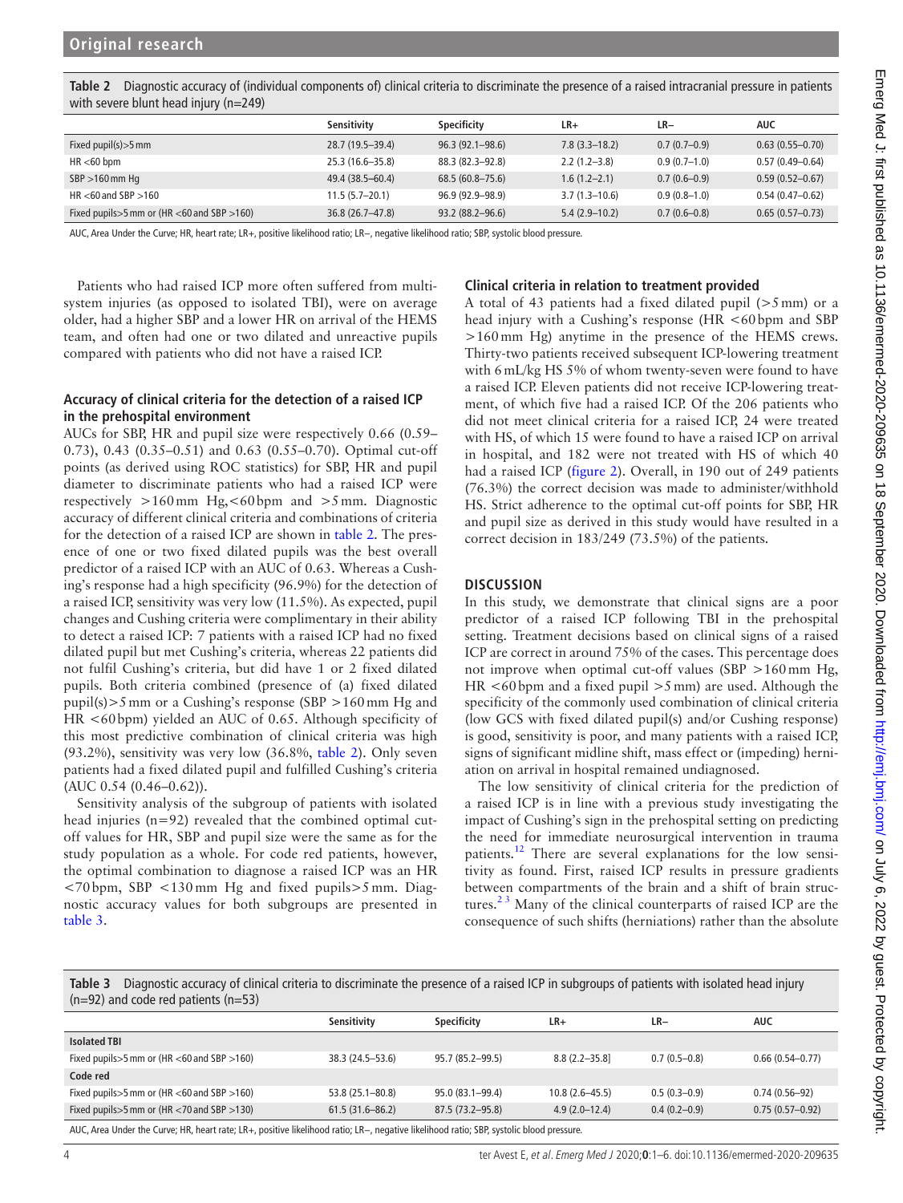**Table 2** Diagnostic accuracy of (individual components of) clinical criteria to discriminate the presence of a raised intracranial pressure in patients with severe blunt head injury (n=249)

| | Sensitivity | Specificity | LR+ | LR– | AUC |
|---|---|---|---|---|---|
| Fixed pupil(s)>5 mm | 28.7 (19.5–39.4) | 96.3 (92.1–98.6) | 7.8 (3.3–18.2) | 0.7 (0.7–0.9) | 0.63 (0.55–0.70) |
| HR <60 bpm | 25.3 (16.6–35.8) | 88.3 (82.3–92.8) | 2.2 (1.2–3.8) | 0.9 (0.7–1.0) | 0.57 (0.49–0.64) |
| SBP >160 mm Hg | 49.4 (38.5–60.4) | 68.5 (60.8–75.6) | 1.6 (1.2–2.1) | 0.7 (0.6–0.9) | 0.59 (0.52–0.67) |
| HR <60 and SBP >160 | 11.5 (5.7–20.1) | 96.9 (92.9–98.9) | 3.7 (1.3–10.6) | 0.9 (0.8–1.0) | 0.54 (0.47–0.62) |
| Fixed pupils>5 mm or (HR <60 and SBP >160) | 36.8 (26.7–47.8) | 93.2 (88.2–96.6) | 5.4 (2.9–10.2) | 0.7 (0.6–0.8) | 0.65 (0.57–0.73) |

AUC, Area Under the Curve; HR, heart rate; LR+, positive likelihood ratio; LR–, negative likelihood ratio; SBP, systolic blood pressure.

Patients who had raised ICP more often suffered from multisystem injuries (as opposed to isolated TBI), were on average older, had a higher SBP and a lower HR on arrival of the HEMS team, and often had one or two dilated and unreactive pupils compared with patients who did not have a raised ICP.

### Accuracy of clinical criteria for the detection of a raised ICP in the prehospital environment

AUCs for SBP, HR and pupil size were respectively 0.66 (0.59–0.73), 0.43 (0.35–0.51) and 0.63 (0.55–0.70). Optimal cut-off points (as derived using ROC statistics) for SBP, HR and pupil diameter to discriminate patients who had a raised ICP were respectively >160 mm Hg,<60 bpm and >5 mm. Diagnostic accuracy of different clinical criteria and combinations of criteria for the detection of a raised ICP are shown in table 2. The presence of one or two fixed dilated pupils was the best overall predictor of a raised ICP with an AUC of 0.63. Whereas a Cushing's response had a high specificity (96.9%) for the detection of a raised ICP, sensitivity was very low (11.5%). As expected, pupil changes and Cushing criteria were complimentary in their ability to detect a raised ICP: 7 patients with a raised ICP had no fixed dilated pupil but met Cushing's criteria, whereas 22 patients did not fulfil Cushing's criteria, but did have 1 or 2 fixed dilated pupils. Both criteria combined (presence of (a) fixed dilated pupil(s)>5 mm or a Cushing's response (SBP >160 mm Hg and HR <60 bpm) yielded an AUC of 0.65. Although specificity of this most predictive combination of clinical criteria was high (93.2%), sensitivity was very low (36.8%, table 2). Only seven patients had a fixed dilated pupil and fulfilled Cushing's criteria (AUC 0.54 (0.46–0.62)).

Sensitivity analysis of the subgroup of patients with isolated head injuries (n=92) revealed that the combined optimal cut-off values for HR, SBP and pupil size were the same as for the study population as a whole. For code red patients, however, the optimal combination to diagnose a raised ICP was an HR <70 bpm, SBP <130 mm Hg and fixed pupils>5 mm. Diagnostic accuracy values for both subgroups are presented in table 3.

### Clinical criteria in relation to treatment provided

A total of 43 patients had a fixed dilated pupil (>5 mm) or a head injury with a Cushing's response (HR <60 bpm and SBP >160 mm Hg) anytime in the presence of the HEMS crews. Thirty-two patients received subsequent ICP-lowering treatment with 6 mL/kg HS 5% of whom twenty-seven were found to have a raised ICP. Eleven patients did not receive ICP-lowering treatment, of which five had a raised ICP. Of the 206 patients who did not meet clinical criteria for a raised ICP, 24 were treated with HS, of which 15 were found to have a raised ICP on arrival in hospital, and 182 were not treated with HS of which 40 had a raised ICP (figure 2). Overall, in 190 out of 249 patients (76.3%) the correct decision was made to administer/withhold HS. Strict adherence to the optimal cut-off points for SBP, HR and pupil size as derived in this study would have resulted in a correct decision in 183/249 (73.5%) of the patients.

## DISCUSSION

In this study, we demonstrate that clinical signs are a poor predictor of a raised ICP following TBI in the prehospital setting. Treatment decisions based on clinical signs of a raised ICP are correct in around 75% of the cases. This percentage does not improve when optimal cut-off values (SBP >160 mm Hg, HR <60 bpm and a fixed pupil >5 mm) are used. Although the specificity of the commonly used combination of clinical criteria (low GCS with fixed dilated pupil(s) and/or Cushing response) is good, sensitivity is poor, and many patients with a raised ICP, signs of significant midline shift, mass effect or (impeding) herniation on arrival in hospital remained undiagnosed.

The low sensitivity of clinical criteria for the prediction of a raised ICP is in line with a previous study investigating the impact of Cushing's sign in the prehospital setting on predicting the need for immediate neurosurgical intervention in trauma patients.[12] There are several explanations for the low sensitivity as found. First, raised ICP results in pressure gradients between compartments of the brain and a shift of brain structures.[2 3] Many of the clinical counterparts of raised ICP are the consequence of such shifts (herniations) rather than the absolute

**Table 3** Diagnostic accuracy of clinical criteria to discriminate the presence of a raised ICP in subgroups of patients with isolated head injury (n=92) and code red patients (n=53)

| | Sensitivity | Specificity | LR+ | LR– | AUC |
|---|---|---|---|---|---|
| **Isolated TBI** | | | | | |
| Fixed pupils>5 mm or (HR <60 and SBP >160) | 38.3 (24.5–53.6) | 95.7 (85.2–99.5) | 8.8 (2.2–35.8] | 0.7 (0.5–0.8) | 0.66 (0.54–0.77) |
| **Code red** | | | | | |
| Fixed pupils>5 mm or (HR <60 and SBP >160) | 53.8 (25.1–80.8) | 95.0 (83.1–99.4) | 10.8 (2.6–45.5) | 0.5 (0.3–0.9) | 0.74 (0.56–92) |
| Fixed pupils>5 mm or (HR <70 and SBP >130) | 61.5 (31.6–86.2) | 87.5 (73.2–95.8) | 4.9 (2.0–12.4) | 0.4 (0.2–0.9) | 0.75 (0.57–0.92) |

AUC, Area Under the Curve; HR, heart rate; LR+, positive likelihood ratio; LR–, negative likelihood ratio; SBP, systolic blood pressure.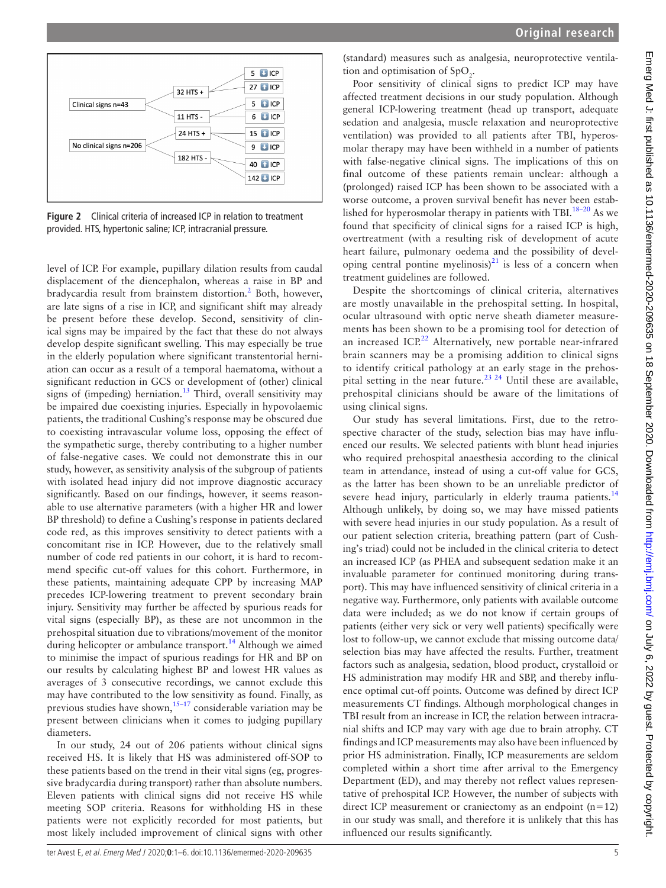Clinical signs n=43

32 HTS +

5 ↑ICP

27 ↓ICP

11 HTS -

5 ↑ICP

6 ↓ICP

No clinical signs n=206

24 HTS +

15 ↑ICP

9 ↓ICP

182 HTS -

40 ↑ICP

142 ↓ICP

**Figure 2** Clinical criteria of increased ICP in relation to treatment provided. HTS, hypertonic saline; ICP, intracranial pressure.

level of ICP. For example, pupillary dilation results from caudal displacement of the diencephalon, whereas a raise in BP and bradycardia result from brainstem distortion.[2] Both, however, are late signs of a rise in ICP, and significant shift may already be present before these develop. Second, sensitivity of clinical signs may be impaired by the fact that these do not always develop despite significant swelling. This may especially be true in the elderly population where significant transtentorial herniation can occur as a result of a temporal haematoma, without a significant reduction in GCS or development of (other) clinical signs of (impeding) herniation.[13] Third, overall sensitivity may be impaired due coexisting injuries. Especially in hypovolaemic patients, the traditional Cushing's response may be obscured due to coexisting intravascular volume loss, opposing the effect of the sympathetic surge, thereby contributing to a higher number of false-negative cases. We could not demonstrate this in our study, however, as sensitivity analysis of the subgroup of patients with isolated head injury did not improve diagnostic accuracy significantly. Based on our findings, however, it seems reasonable to use alternative parameters (with a higher HR and lower BP threshold) to define a Cushing's response in patients declared code red, as this improves sensitivity to detect patients with a concomitant rise in ICP. However, due to the relatively small number of code red patients in our cohort, it is hard to recommend specific cut-off values for this cohort. Furthermore, in these patients, maintaining adequate CPP by increasing MAP precedes ICP-lowering treatment to prevent secondary brain injury. Sensitivity may further be affected by spurious reads for vital signs (especially BP), as these are not uncommon in the prehospital situation due to vibrations/movement of the monitor during helicopter or ambulance transport.[14] Although we aimed to minimise the impact of spurious readings for HR and BP on our results by calculating highest BP and lowest HR values as averages of 3 consecutive recordings, we cannot exclude this may have contributed to the low sensitivity as found. Finally, as previous studies have shown,[15–17] considerable variation may be present between clinicians when it comes to judging pupillary diameters.

In our study, 24 out of 206 patients without clinical signs received HS. It is likely that HS was administered off-SOP to these patients based on the trend in their vital signs (eg, progressive bradycardia during transport) rather than absolute numbers. Eleven patients with clinical signs did not receive HS while meeting SOP criteria. Reasons for withholding HS in these patients were not explicitly recorded for most patients, but most likely included improvement of clinical signs with other (standard) measures such as analgesia, neuroprotective ventilation and optimisation of $SpO_2$.

Poor sensitivity of clinical signs to predict ICP may have affected treatment decisions in our study population. Although general ICP-lowering treatment (head up transport, adequate sedation and analgesia, muscle relaxation and neuroprotective ventilation) was provided to all patients after TBI, hyperosmolar therapy may have been withheld in a number of patients with false-negative clinical signs. The implications of this on final outcome of these patients remain unclear: although a (prolonged) raised ICP has been shown to be associated with a worse outcome, a proven survival benefit has never been established for hyperosmolar therapy in patients with TBI.[18–20] As we found that specificity of clinical signs for a raised ICP is high, overtreatment (with a resulting risk of development of acute heart failure, pulmonary oedema and the possibility of developing central pontine myelinosis)[21] is less of a concern when treatment guidelines are followed.

Despite the shortcomings of clinical criteria, alternatives are mostly unavailable in the prehospital setting. In hospital, ocular ultrasound with optic nerve sheath diameter measurements has been shown to be a promising tool for detection of an increased ICP.[22] Alternatively, new portable near-infrared brain scanners may be a promising addition to clinical signs to identify critical pathology at an early stage in the prehospital setting in the near future.[23 24] Until these are available, prehospital clinicians should be aware of the limitations of using clinical signs.

Our study has several limitations. First, due to the retrospective character of the study, selection bias may have influenced our results. We selected patients with blunt head injuries who required prehospital anaesthesia according to the clinical team in attendance, instead of using a cut-off value for GCS, as the latter has been shown to be an unreliable predictor of severe head injury, particularly in elderly trauma patients.[14] Although unlikely, by doing so, we may have missed patients with severe head injuries in our study population. As a result of our patient selection criteria, breathing pattern (part of Cushing's triad) could not be included in the clinical criteria to detect an increased ICP (as PHEA and subsequent sedation make it an invaluable parameter for continued monitoring during transport). This may have influenced sensitivity of clinical criteria in a negative way. Furthermore, only patients with available outcome data were included; as we do not know if certain groups of patients (either very sick or very well patients) specifically were lost to follow-up, we cannot exclude that missing outcome data/selection bias may have affected the results. Further, treatment factors such as analgesia, sedation, blood product, crystalloid or HS administration may modify HR and SBP, and thereby influence optimal cut-off points. Outcome was defined by direct ICP measurements CT findings. Although morphological changes in TBI result from an increase in ICP, the relation between intracranial shifts and ICP may vary with age due to brain atrophy. CT findings and ICP measurements may also have been influenced by prior HS administration. Finally, ICP measurements are seldom completed within a short time after arrival to the Emergency Department (ED), and may thereby not reflect values representative of prehospital ICP. However, the number of subjects with direct ICP measurement or craniectomy as an endpoint (n=12) in our study was small, and therefore it is unlikely that this has influenced our results significantly.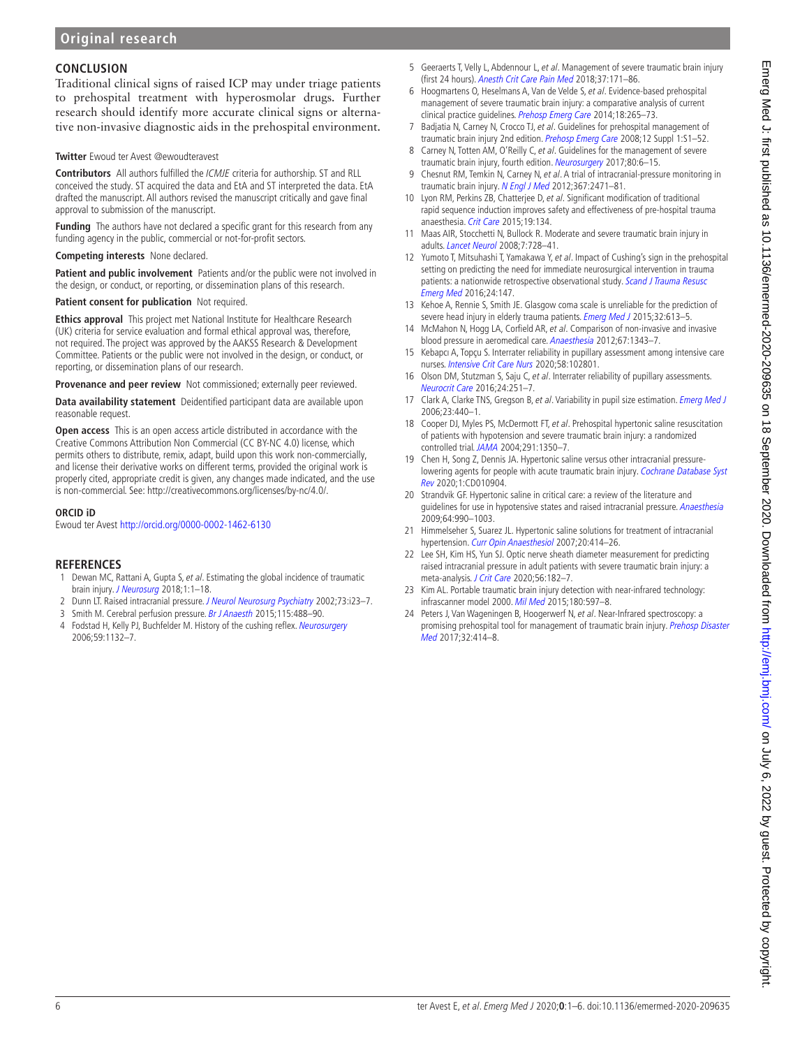## CONCLUSION

Traditional clinical signs of raised ICP may under triage patients to prehospital treatment with hyperosmolar drugs. Further research should identify more accurate clinical signs or alternative non-invasive diagnostic aids in the prehospital environment.

**Twitter** Ewoud ter Avest @ewoudteravest

**Contributors** All authors fulfilled the *ICMJE* criteria for authorship. ST and RLL conceived the study. ST acquired the data and EtA and ST interpreted the data. EtA drafted the manuscript. All authors revised the manuscript critically and gave final approval to submission of the manuscript.

**Funding** The authors have not declared a specific grant for this research from any funding agency in the public, commercial or not-for-profit sectors.

**Competing interests** None declared.

**Patient and public involvement** Patients and/or the public were not involved in the design, or conduct, or reporting, or dissemination plans of this research.

**Patient consent for publication** Not required.

**Ethics approval** This project met National Institute for Healthcare Research (UK) criteria for service evaluation and formal ethical approval was, therefore, not required. The project was approved by the AAKSS Research & Development Committee. Patients or the public were not involved in the design, or conduct, or reporting, or dissemination plans of our research.

**Provenance and peer review** Not commissioned; externally peer reviewed.

**Data availability statement** Deidentified participant data are available upon reasonable request.

**Open access** This is an open access article distributed in accordance with the Creative Commons Attribution Non Commercial (CC BY-NC 4.0) license, which permits others to distribute, remix, adapt, build upon this work non-commercially, and license their derivative works on different terms, provided the original work is properly cited, appropriate credit is given, any changes made indicated, and the use is non-commercial. See: http://creativecommons.org/licenses/by-nc/4.0/.

### ORCID iD

Ewoud ter Avest http://orcid.org/0000-0002-1462-6130

## REFERENCES

1. Dewan MC, Rattani A, Gupta S, *et al*. Estimating the global incidence of traumatic brain injury. *J Neurosurg* 2018;1:1–18.
2. Dunn LT. Raised intracranial pressure. *J Neurol Neurosurg Psychiatry* 2002;73:i23–7.
3. Smith M. Cerebral perfusion pressure. *Br J Anaesth* 2015;115:488–90.
4. Fodstad H, Kelly PJ, Buchfelder M. History of the cushing reflex. *Neurosurgery* 2006;59:1132–7.
5. Geeraerts T, Velly L, Abdennour L, *et al*. Management of severe traumatic brain injury (first 24 hours). *Anesth Crit Care Pain Med* 2018;37:171–86.
6. Hoogmartens O, Heselmans A, Van de Velde S, *et al*. Evidence-based prehospital management of severe traumatic brain injury: a comparative analysis of current clinical practice guidelines. *Prehosp Emerg Care* 2014;18:265–73.
7. Badjatia N, Carney N, Crocco TJ, *et al*. Guidelines for prehospital management of traumatic brain injury 2nd edition. *Prehosp Emerg Care* 2008;12 Suppl 1:S1–52.
8. Carney N, Totten AM, O'Reilly C, *et al*. Guidelines for the management of severe traumatic brain injury, fourth edition. *Neurosurgery* 2017;80:6–15.
9. Chesnut RM, Temkin N, Carney N, *et al*. A trial of intracranial-pressure monitoring in traumatic brain injury. *N Engl J Med* 2012;367:2471–81.
10. Lyon RM, Perkins ZB, Chatterjee D, *et al*. Significant modification of traditional rapid sequence induction improves safety and effectiveness of pre-hospital trauma anaesthesia. *Crit Care* 2015;19:134.
11. Maas AIR, Stocchetti N, Bullock R. Moderate and severe traumatic brain injury in adults. *Lancet Neurol* 2008;7:728–41.
12. Yumoto T, Mitsuhashi T, Yamakawa Y, *et al*. Impact of Cushing's sign in the prehospital setting on predicting the need for immediate neurosurgical intervention in trauma patients: a nationwide retrospective observational study. *Scand J Trauma Resusc Emerg Med* 2016;24:147.
13. Kehoe A, Rennie S, Smith JE. Glasgow coma scale is unreliable for the prediction of severe head injury in elderly trauma patients. *Emerg Med J* 2015;32:613–5.
14. McMahon N, Hogg LA, Corfield AR, *et al*. Comparison of non-invasive and invasive blood pressure in aeromedical care. *Anaesthesia* 2012;67:1343–7.
15. Kebapcı A, Topçu S. Interrater reliability in pupillary assessment among intensive care nurses. *Intensive Crit Care Nurs* 2020;58:102801.
16. Olson DM, Stutzman S, Saju C, *et al*. Interrater reliability of pupillary assessments. *Neurocrit Care* 2016;24:251–7.
17. Clark A, Clarke TNS, Gregson B, *et al*. Variability in pupil size estimation. *Emerg Med J* 2006;23:440–1.
18. Cooper DJ, Myles PS, McDermott FT, *et al*. Prehospital hypertonic saline resuscitation of patients with hypotension and severe traumatic brain injury: a randomized controlled trial. *JAMA* 2004;291:1350–7.
19. Chen H, Song Z, Dennis JA. Hypertonic saline versus other intracranial pressure-lowering agents for people with acute traumatic brain injury. *Cochrane Database Syst Rev* 2020;1:CD010904.
20. Strandvik GF. Hypertonic saline in critical care: a review of the literature and guidelines for use in hypotensive states and raised intracranial pressure. *Anaesthesia* 2009;64:990–1003.
21. Himmelseher S, Suarez JL. Hypertonic saline solutions for treatment of intracranial hypertension. *Curr Opin Anaesthesiol* 2007;20:414–26.
22. Lee SH, Kim HS, Yun SJ. Optic nerve sheath diameter measurement for predicting raised intracranial pressure in adult patients with severe traumatic brain injury: a meta-analysis. *J Crit Care* 2020;56:182–7.
23. Kim AL. Portable traumatic brain injury detection with near-infrared technology: infrascanner model 2000. *Mil Med* 2015;180:597–8.
24. Peters J, Van Wageningen B, Hoogerwerf N, *et al*. Near-Infrared spectroscopy: a promising prehospital tool for management of traumatic brain injury. *Prehosp Disaster Med* 2017;32:414–8.